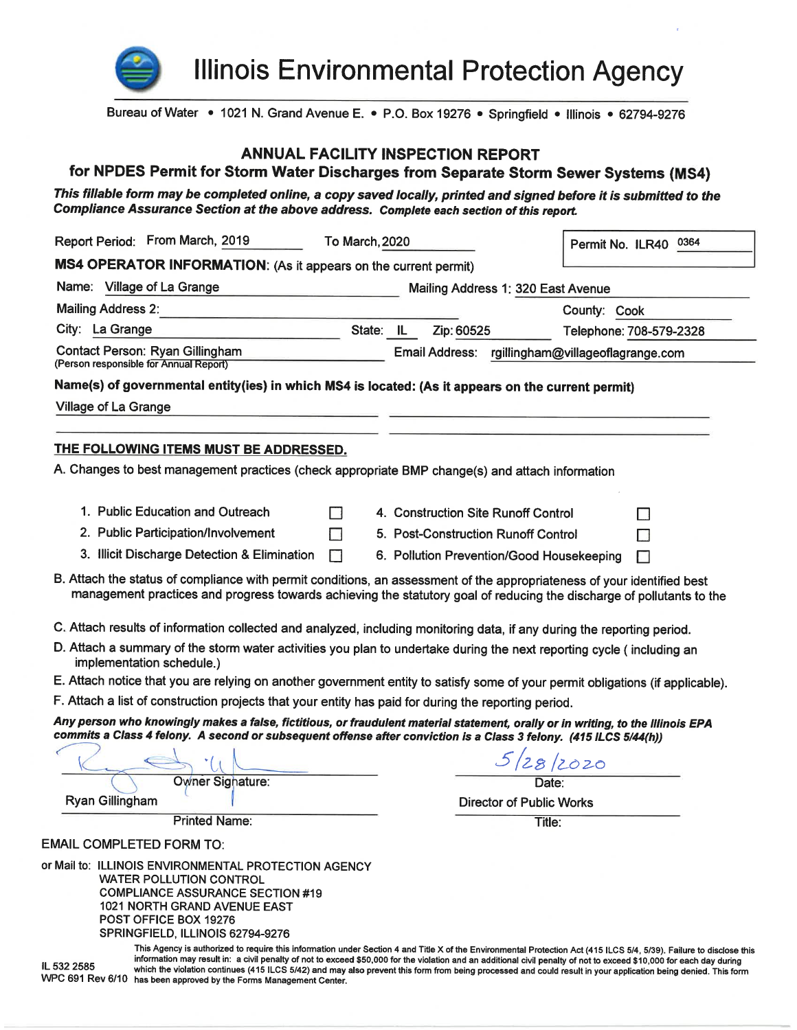# Illinois Environmental Protection Agency

Bureau of Water • 1021 N. Grand Avenue E. • P.O. Box 19276 • Springfield • Illinois • 62794-9276

## ANNUAL FACILITY INSPECTION REPORT
## for NPDES Permit for Storm Water Discharges from Separate Storm Sewer Systems (MS4)

***This fillable form may be completed online, a copy saved locally, printed and signed before it is submitted to the Compliance Assurance Section at the above address. Complete each section of this report.***

Report Period: From March, 2019 To March, 2020

Permit No. ILR40 0364

**MS4 OPERATOR INFORMATION:** (As it appears on the current permit)

Name: Village of La Grange

Mailing Address 1: 320 East Avenue

Mailing Address 2:

County: Cook

City: La Grange State: IL Zip: 60525

Telephone: 708-579-2328

Contact Person: Ryan Gillingham
(Person responsible for Annual Report)

Email Address: rgillingham@villageoflagrange.com

**Name(s) of governmental entity(ies) in which MS4 is located: (As it appears on the current permit)**

Village of La Grange

**THE FOLLOWING ITEMS MUST BE ADDRESSED.**

A. Changes to best management practices (check appropriate BMP change(s) and attach information

1. Public Education and Outreach ☐
2. Public Participation/Involvement ☐
3. Illicit Discharge Detection & Elimination ☐
4. Construction Site Runoff Control ☐
5. Post-Construction Runoff Control ☐
6. Pollution Prevention/Good Housekeeping ☐

B. Attach the status of compliance with permit conditions, an assessment of the appropriateness of your identified best management practices and progress towards achieving the statutory goal of reducing the discharge of pollutants to the

C. Attach results of information collected and analyzed, including monitoring data, if any during the reporting period.

D. Attach a summary of the storm water activities you plan to undertake during the next reporting cycle ( including an implementation schedule.)

E. Attach notice that you are relying on another government entity to satisfy some of your permit obligations (if applicable).

F. Attach a list of construction projects that your entity has paid for during the reporting period.

***Any person who knowingly makes a false, fictitious, or fraudulent material statement, orally or in writing, to the Illinois EPA commits a Class 4 felony. A second or subsequent offense after conviction is a Class 3 felony. (415 ILCS 5/44(h))***

Owner Signature: [signature]

Date: 5/28/2020

Ryan Gillingham
Printed Name:

Director of Public Works
Title:

EMAIL COMPLETED FORM TO:

or Mail to: ILLINOIS ENVIRONMENTAL PROTECTION AGENCY
WATER POLLUTION CONTROL
COMPLIANCE ASSURANCE SECTION #19
1021 NORTH GRAND AVENUE EAST
POST OFFICE BOX 19276
SPRINGFIELD, ILLINOIS 62794-9276

IL 532 2585
WPC 691 Rev 6/10

This Agency is authorized to require this information under Section 4 and Title X of the Environmental Protection Act (415 ILCS 5/4, 5/39). Failure to disclose this information may result in: a civil penalty of not to exceed $50,000 for the violation and an additional civil penalty of not to exceed $10,000 for each day during which the violation continues (415 ILCS 5/42) and may also prevent this form from being processed and could result in your application being denied. This form has been approved by the Forms Management Center.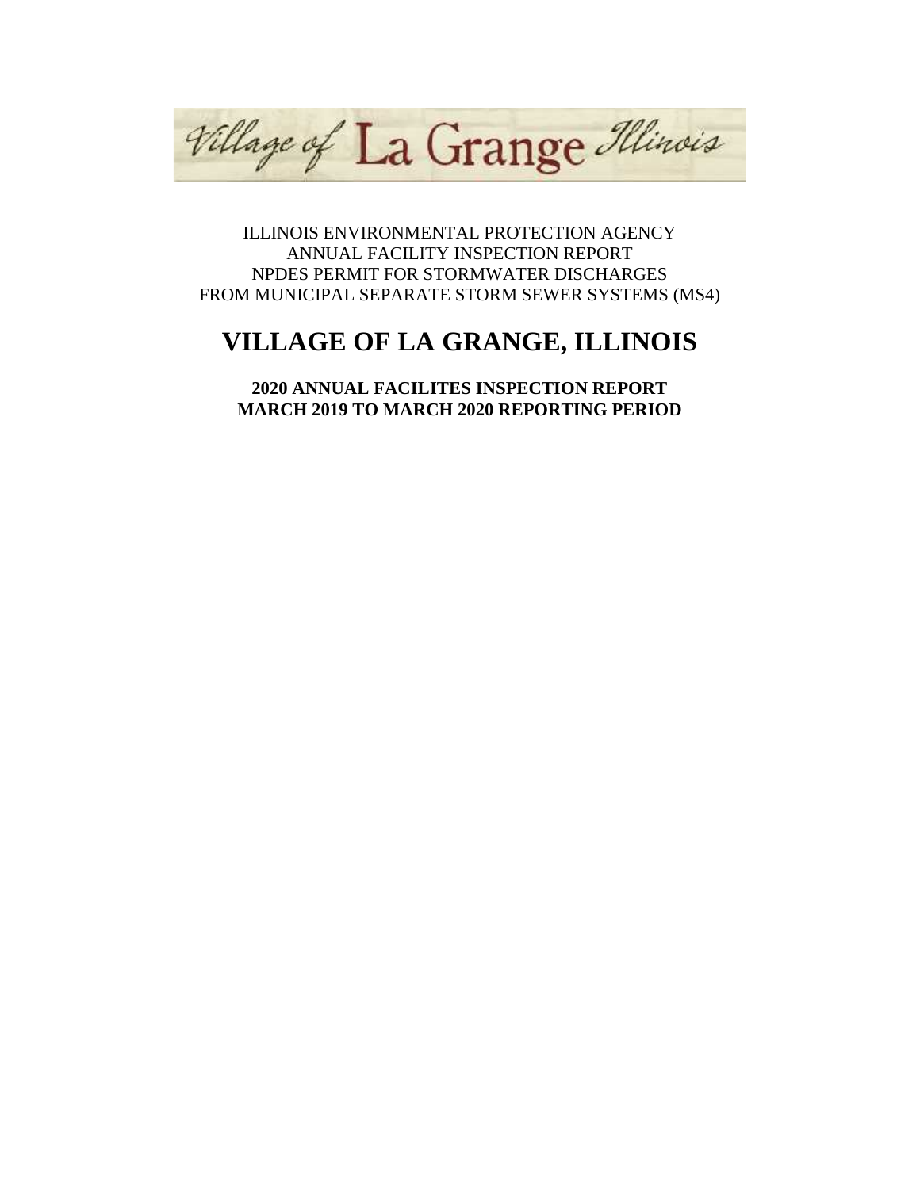Village of La Grange Illinois

ILLINOIS ENVIRONMENTAL PROTECTION AGENCY
ANNUAL FACILITY INSPECTION REPORT
NPDES PERMIT FOR STORMWATER DISCHARGES
FROM MUNICIPAL SEPARATE STORM SEWER SYSTEMS (MS4)

# VILLAGE OF LA GRANGE, ILLINOIS

**2020 ANNUAL FACILITES INSPECTION REPORT**
**MARCH 2019 TO MARCH 2020 REPORTING PERIOD**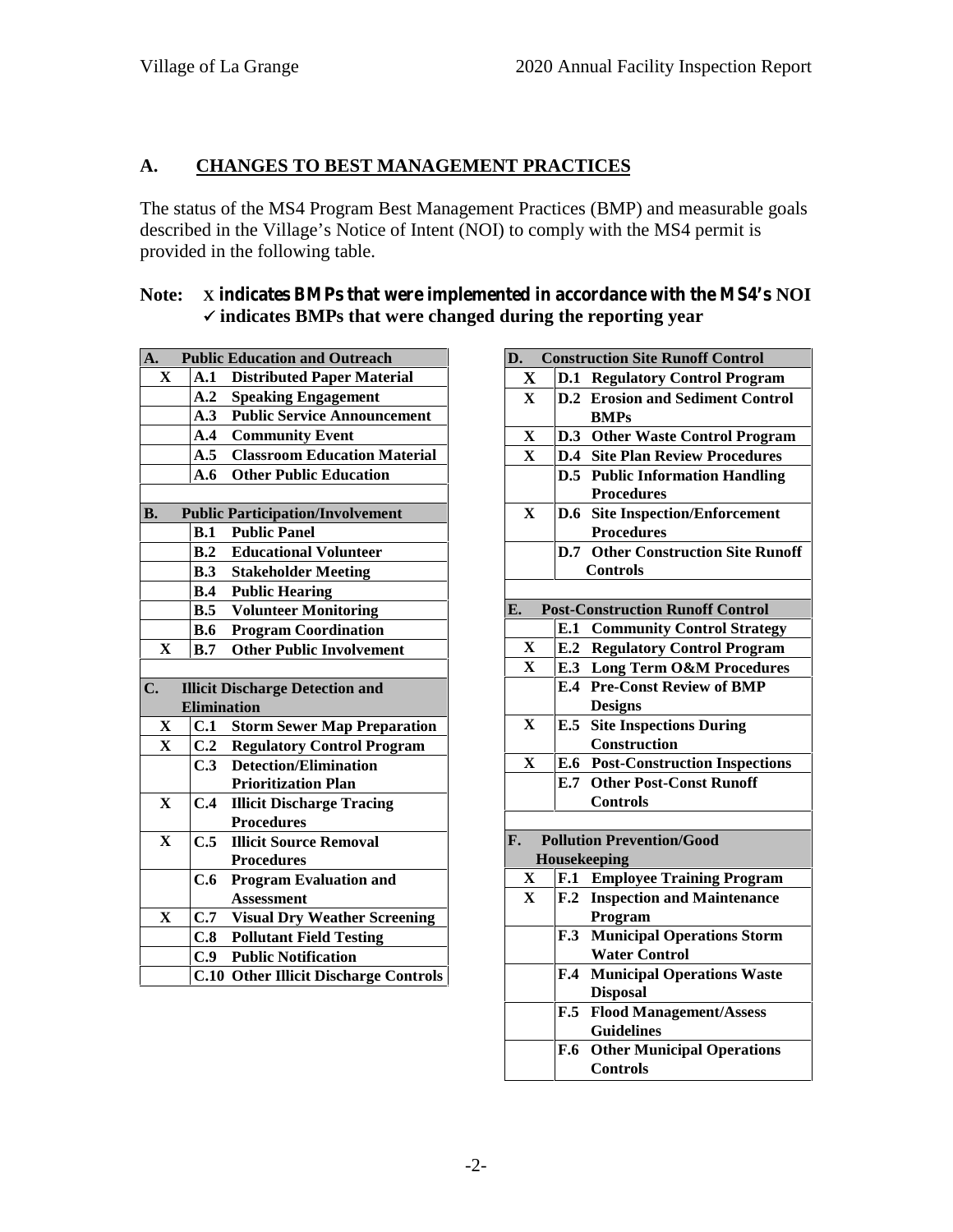## A. CHANGES TO BEST MANAGEMENT PRACTICES

The status of the MS4 Program Best Management Practices (BMP) and measurable goals described in the Village's Notice of Intent (NOI) to comply with the MS4 permit is provided in the following table.

**Note: X indicates BMPs that were implemented in accordance with the MS4's NOI**
**✓ indicates BMPs that were changed during the reporting year**

| | | |
|---|---|---|
| **A.** | **Public Education and Outreach** | |
| X | A.1 | Distributed Paper Material |
| | A.2 | Speaking Engagement |
| | A.3 | Public Service Announcement |
| | A.4 | Community Event |
| | A.5 | Classroom Education Material |
| | A.6 | Other Public Education |
| **B.** | **Public Participation/Involvement** | |
| | B.1 | Public Panel |
| | B.2 | Educational Volunteer |
| | B.3 | Stakeholder Meeting |
| | B.4 | Public Hearing |
| | B.5 | Volunteer Monitoring |
| | B.6 | Program Coordination |
| X | B.7 | Other Public Involvement |
| **C.** | **Illicit Discharge Detection and Elimination** | |
| X | C.1 | Storm Sewer Map Preparation |
| X | C.2 | Regulatory Control Program |
| | C.3 | Detection/Elimination Prioritization Plan |
| X | C.4 | Illicit Discharge Tracing Procedures |
| X | C.5 | Illicit Source Removal Procedures |
| | C.6 | Program Evaluation and Assessment |
| X | C.7 | Visual Dry Weather Screening |
| | C.8 | Pollutant Field Testing |
| | C.9 | Public Notification |
| | C.10 | Other Illicit Discharge Controls |

| | | |
|---|---|---|
| **D.** | **Construction Site Runoff Control** | |
| X | D.1 | Regulatory Control Program |
| X | D.2 | Erosion and Sediment Control BMPs |
| X | D.3 | Other Waste Control Program |
| X | D.4 | Site Plan Review Procedures |
| | D.5 | Public Information Handling Procedures |
| X | D.6 | Site Inspection/Enforcement Procedures |
| | D.7 | Other Construction Site Runoff Controls |
| **E.** | **Post-Construction Runoff Control** | |
| | E.1 | Community Control Strategy |
| X | E.2 | Regulatory Control Program |
| X | E.3 | Long Term O&M Procedures |
| | E.4 | Pre-Const Review of BMP Designs |
| X | E.5 | Site Inspections During Construction |
| X | E.6 | Post-Construction Inspections |
| | E.7 | Other Post-Const Runoff Controls |
| **F.** | **Pollution Prevention/Good Housekeeping** | |
| X | F.1 | Employee Training Program |
| X | F.2 | Inspection and Maintenance Program |
| | F.3 | Municipal Operations Storm Water Control |
| | F.4 | Municipal Operations Waste Disposal |
| | F.5 | Flood Management/Assess Guidelines |
| | F.6 | Other Municipal Operations Controls |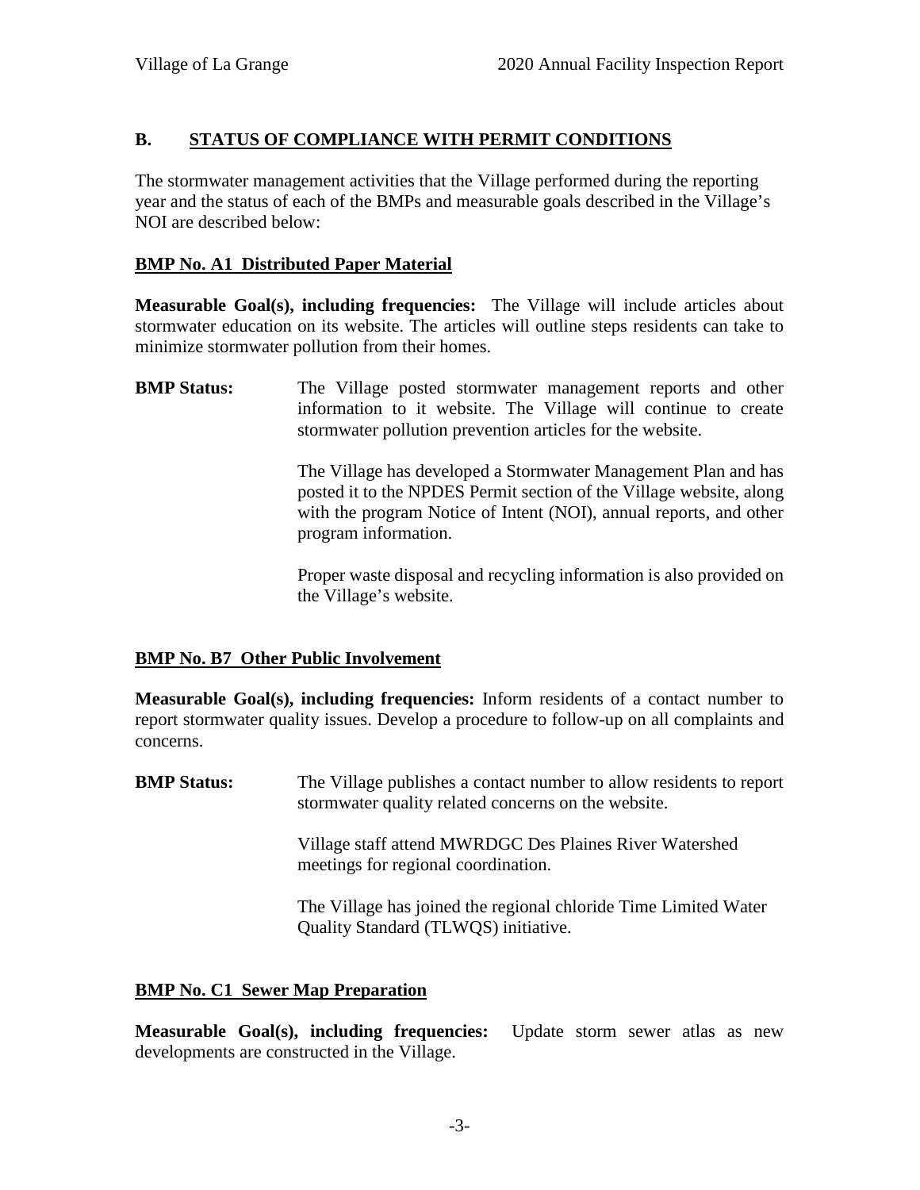## B. STATUS OF COMPLIANCE WITH PERMIT CONDITIONS

The stormwater management activities that the Village performed during the reporting year and the status of each of the BMPs and measurable goals described in the Village's NOI are described below:

### BMP No. A1 Distributed Paper Material

**Measurable Goal(s), including frequencies:** The Village will include articles about stormwater education on its website. The articles will outline steps residents can take to minimize stormwater pollution from their homes.

**BMP Status:** The Village posted stormwater management reports and other information to it website. The Village will continue to create stormwater pollution prevention articles for the website.

The Village has developed a Stormwater Management Plan and has posted it to the NPDES Permit section of the Village website, along with the program Notice of Intent (NOI), annual reports, and other program information.

Proper waste disposal and recycling information is also provided on the Village's website.

### BMP No. B7 Other Public Involvement

**Measurable Goal(s), including frequencies:** Inform residents of a contact number to report stormwater quality issues. Develop a procedure to follow-up on all complaints and concerns.

**BMP Status:** The Village publishes a contact number to allow residents to report stormwater quality related concerns on the website.

Village staff attend MWRDGC Des Plaines River Watershed meetings for regional coordination.

The Village has joined the regional chloride Time Limited Water Quality Standard (TLWQS) initiative.

### BMP No. C1 Sewer Map Preparation

**Measurable Goal(s), including frequencies:** Update storm sewer atlas as new developments are constructed in the Village.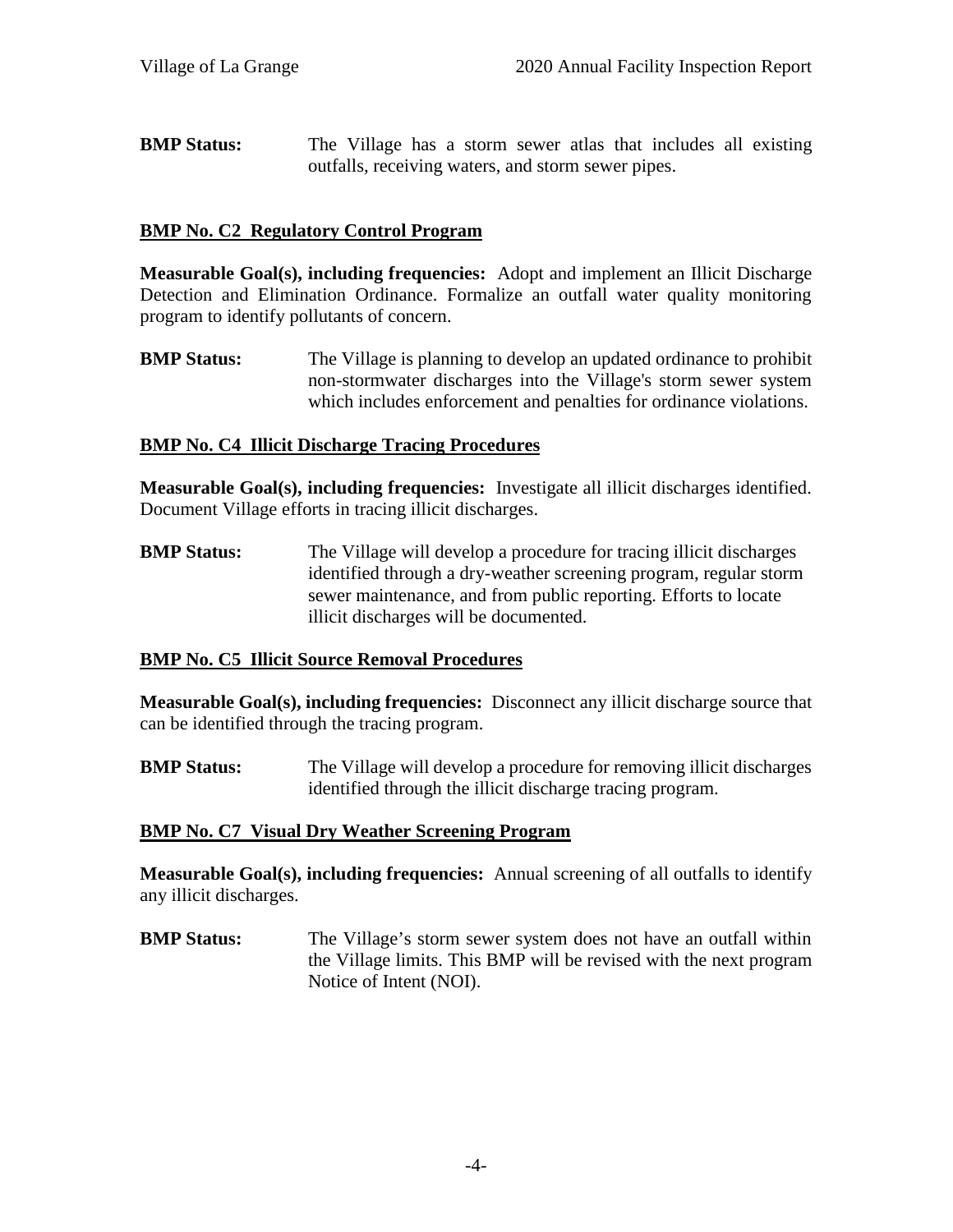**BMP Status:** The Village has a storm sewer atlas that includes all existing outfalls, receiving waters, and storm sewer pipes.

## BMP No. C2 Regulatory Control Program

**Measurable Goal(s), including frequencies:** Adopt and implement an Illicit Discharge Detection and Elimination Ordinance. Formalize an outfall water quality monitoring program to identify pollutants of concern.

**BMP Status:** The Village is planning to develop an updated ordinance to prohibit non-stormwater discharges into the Village's storm sewer system which includes enforcement and penalties for ordinance violations.

## BMP No. C4 Illicit Discharge Tracing Procedures

**Measurable Goal(s), including frequencies:** Investigate all illicit discharges identified. Document Village efforts in tracing illicit discharges.

**BMP Status:** The Village will develop a procedure for tracing illicit discharges identified through a dry-weather screening program, regular storm sewer maintenance, and from public reporting. Efforts to locate illicit discharges will be documented.

## BMP No. C5 Illicit Source Removal Procedures

**Measurable Goal(s), including frequencies:** Disconnect any illicit discharge source that can be identified through the tracing program.

**BMP Status:** The Village will develop a procedure for removing illicit discharges identified through the illicit discharge tracing program.

## BMP No. C7 Visual Dry Weather Screening Program

**Measurable Goal(s), including frequencies:** Annual screening of all outfalls to identify any illicit discharges.

**BMP Status:** The Village's storm sewer system does not have an outfall within the Village limits. This BMP will be revised with the next program Notice of Intent (NOI).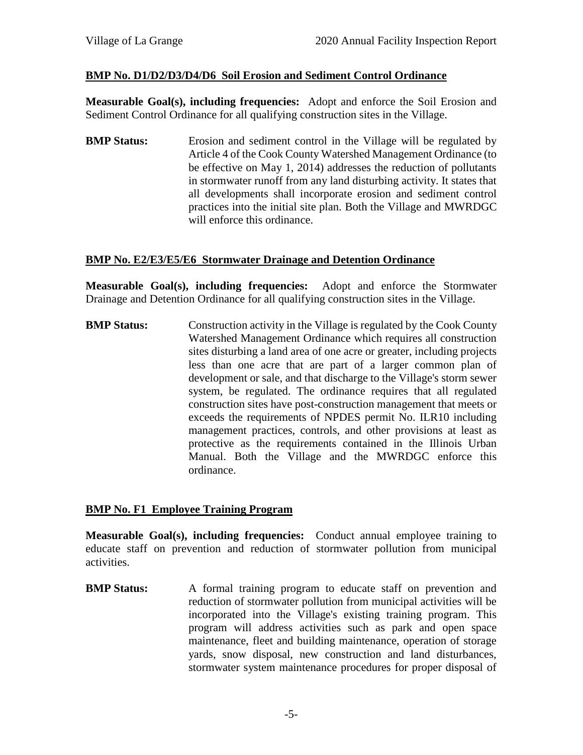## BMP No. D1/D2/D3/D4/D6 Soil Erosion and Sediment Control Ordinance

**Measurable Goal(s), including frequencies:** Adopt and enforce the Soil Erosion and Sediment Control Ordinance for all qualifying construction sites in the Village.

**BMP Status:** Erosion and sediment control in the Village will be regulated by Article 4 of the Cook County Watershed Management Ordinance (to be effective on May 1, 2014) addresses the reduction of pollutants in stormwater runoff from any land disturbing activity. It states that all developments shall incorporate erosion and sediment control practices into the initial site plan. Both the Village and MWRDGC will enforce this ordinance.

## BMP No. E2/E3/E5/E6 Stormwater Drainage and Detention Ordinance

**Measurable Goal(s), including frequencies:** Adopt and enforce the Stormwater Drainage and Detention Ordinance for all qualifying construction sites in the Village.

**BMP Status:** Construction activity in the Village is regulated by the Cook County Watershed Management Ordinance which requires all construction sites disturbing a land area of one acre or greater, including projects less than one acre that are part of a larger common plan of development or sale, and that discharge to the Village's storm sewer system, be regulated. The ordinance requires that all regulated construction sites have post-construction management that meets or exceeds the requirements of NPDES permit No. ILR10 including management practices, controls, and other provisions at least as protective as the requirements contained in the Illinois Urban Manual. Both the Village and the MWRDGC enforce this ordinance.

## BMP No. F1 Employee Training Program

**Measurable Goal(s), including frequencies:** Conduct annual employee training to educate staff on prevention and reduction of stormwater pollution from municipal activities.

**BMP Status:** A formal training program to educate staff on prevention and reduction of stormwater pollution from municipal activities will be incorporated into the Village's existing training program. This program will address activities such as park and open space maintenance, fleet and building maintenance, operation of storage yards, snow disposal, new construction and land disturbances, stormwater system maintenance procedures for proper disposal of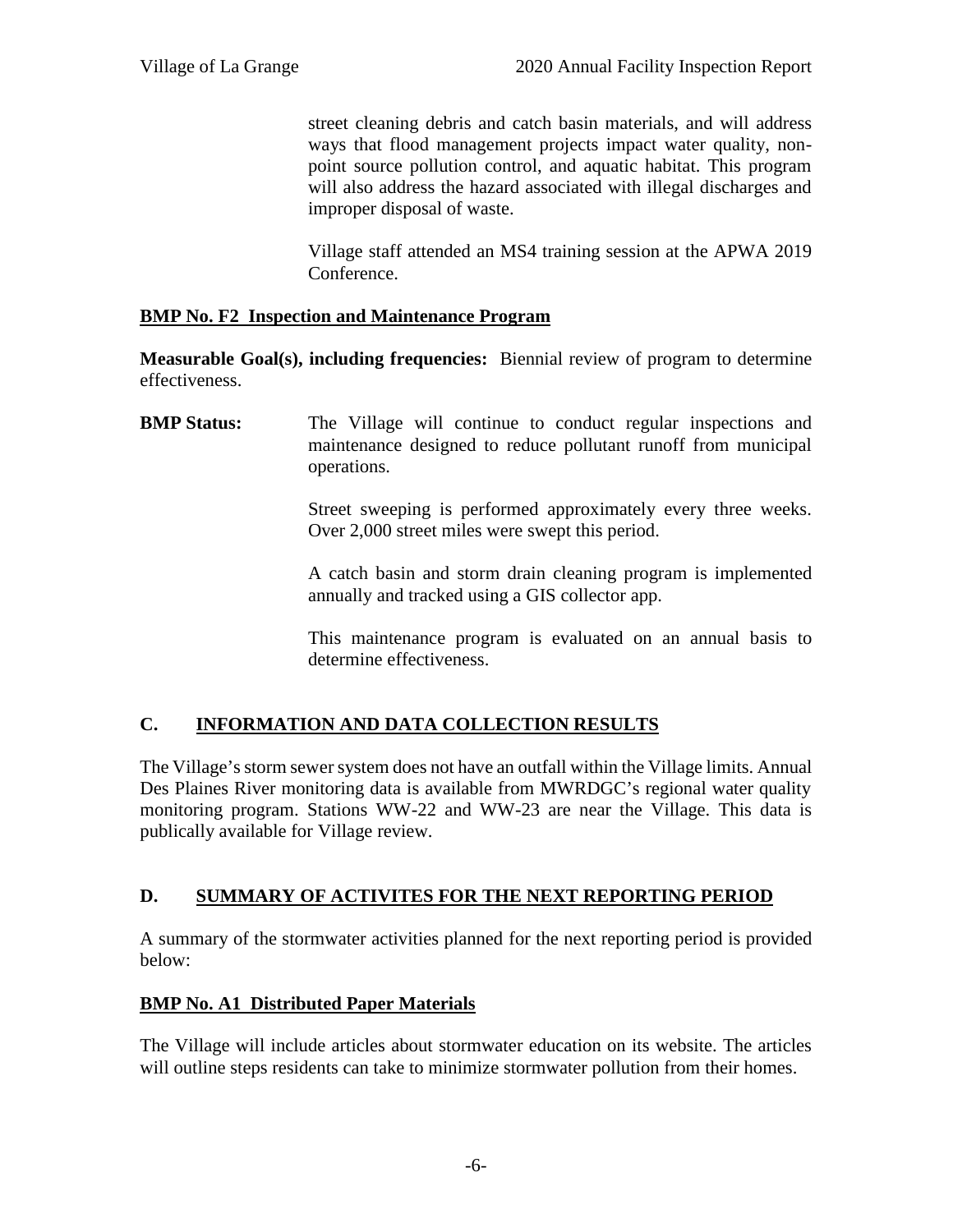street cleaning debris and catch basin materials, and will address ways that flood management projects impact water quality, non-point source pollution control, and aquatic habitat. This program will also address the hazard associated with illegal discharges and improper disposal of waste.

Village staff attended an MS4 training session at the APWA 2019 Conference.

**BMP No. F2 Inspection and Maintenance Program**

**Measurable Goal(s), including frequencies:** Biennial review of program to determine effectiveness.

**BMP Status:** The Village will continue to conduct regular inspections and maintenance designed to reduce pollutant runoff from municipal operations.

Street sweeping is performed approximately every three weeks. Over 2,000 street miles were swept this period.

A catch basin and storm drain cleaning program is implemented annually and tracked using a GIS collector app.

This maintenance program is evaluated on an annual basis to determine effectiveness.

## C. INFORMATION AND DATA COLLECTION RESULTS

The Village's storm sewer system does not have an outfall within the Village limits. Annual Des Plaines River monitoring data is available from MWRDGC's regional water quality monitoring program. Stations WW-22 and WW-23 are near the Village. This data is publically available for Village review.

## D. SUMMARY OF ACTIVITES FOR THE NEXT REPORTING PERIOD

A summary of the stormwater activities planned for the next reporting period is provided below:

**BMP No. A1 Distributed Paper Materials**

The Village will include articles about stormwater education on its website. The articles will outline steps residents can take to minimize stormwater pollution from their homes.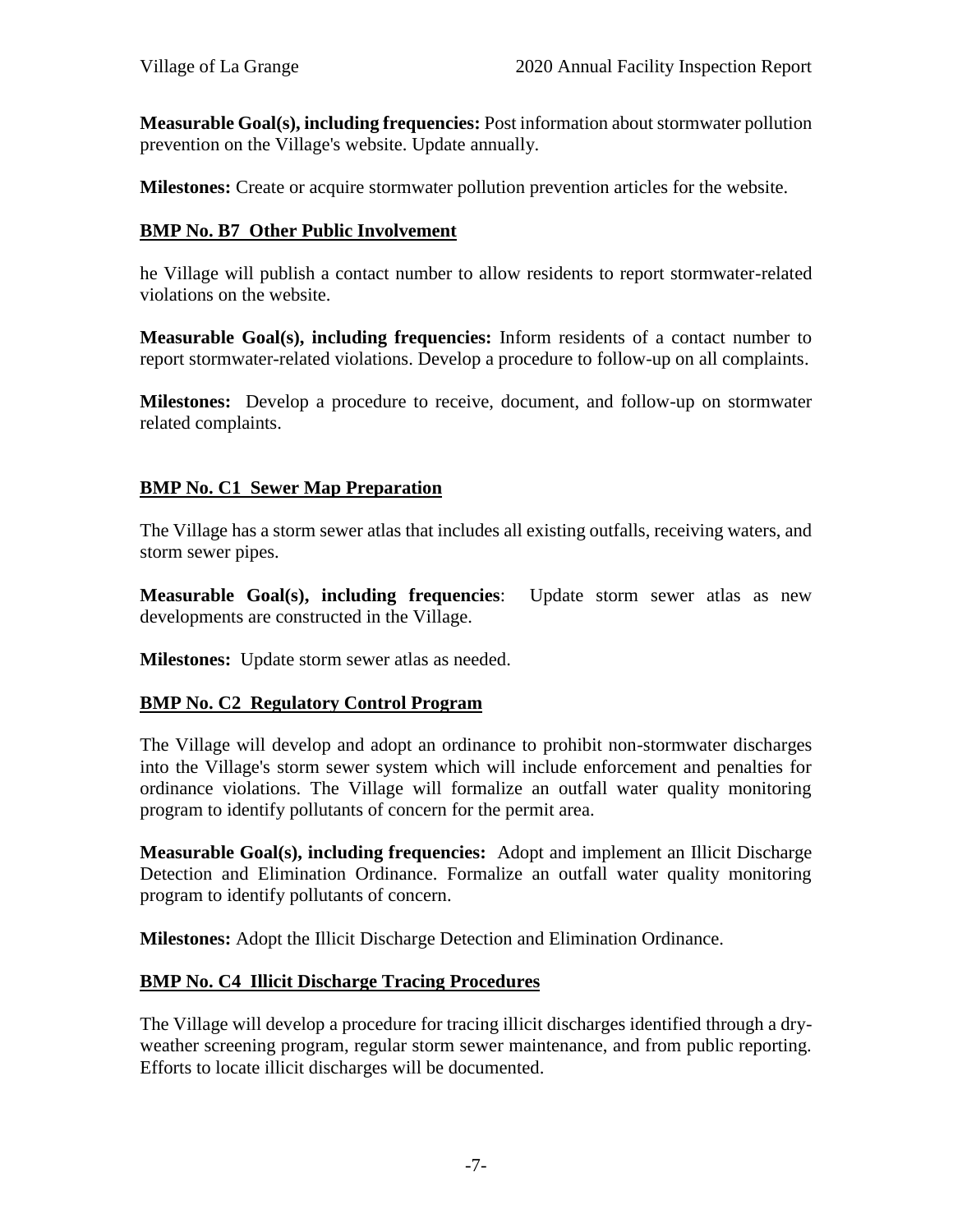**Measurable Goal(s), including frequencies:** Post information about stormwater pollution prevention on the Village's website. Update annually.

**Milestones:** Create or acquire stormwater pollution prevention articles for the website.

## BMP No. B7 Other Public Involvement

he Village will publish a contact number to allow residents to report stormwater-related violations on the website.

**Measurable Goal(s), including frequencies:** Inform residents of a contact number to report stormwater-related violations. Develop a procedure to follow-up on all complaints.

**Milestones:** Develop a procedure to receive, document, and follow-up on stormwater related complaints.

## BMP No. C1 Sewer Map Preparation

The Village has a storm sewer atlas that includes all existing outfalls, receiving waters, and storm sewer pipes.

**Measurable Goal(s), including frequencies**: Update storm sewer atlas as new developments are constructed in the Village.

**Milestones:** Update storm sewer atlas as needed.

## BMP No. C2 Regulatory Control Program

The Village will develop and adopt an ordinance to prohibit non-stormwater discharges into the Village's storm sewer system which will include enforcement and penalties for ordinance violations. The Village will formalize an outfall water quality monitoring program to identify pollutants of concern for the permit area.

**Measurable Goal(s), including frequencies:** Adopt and implement an Illicit Discharge Detection and Elimination Ordinance. Formalize an outfall water quality monitoring program to identify pollutants of concern.

**Milestones:** Adopt the Illicit Discharge Detection and Elimination Ordinance.

## BMP No. C4 Illicit Discharge Tracing Procedures

The Village will develop a procedure for tracing illicit discharges identified through a dry-weather screening program, regular storm sewer maintenance, and from public reporting. Efforts to locate illicit discharges will be documented.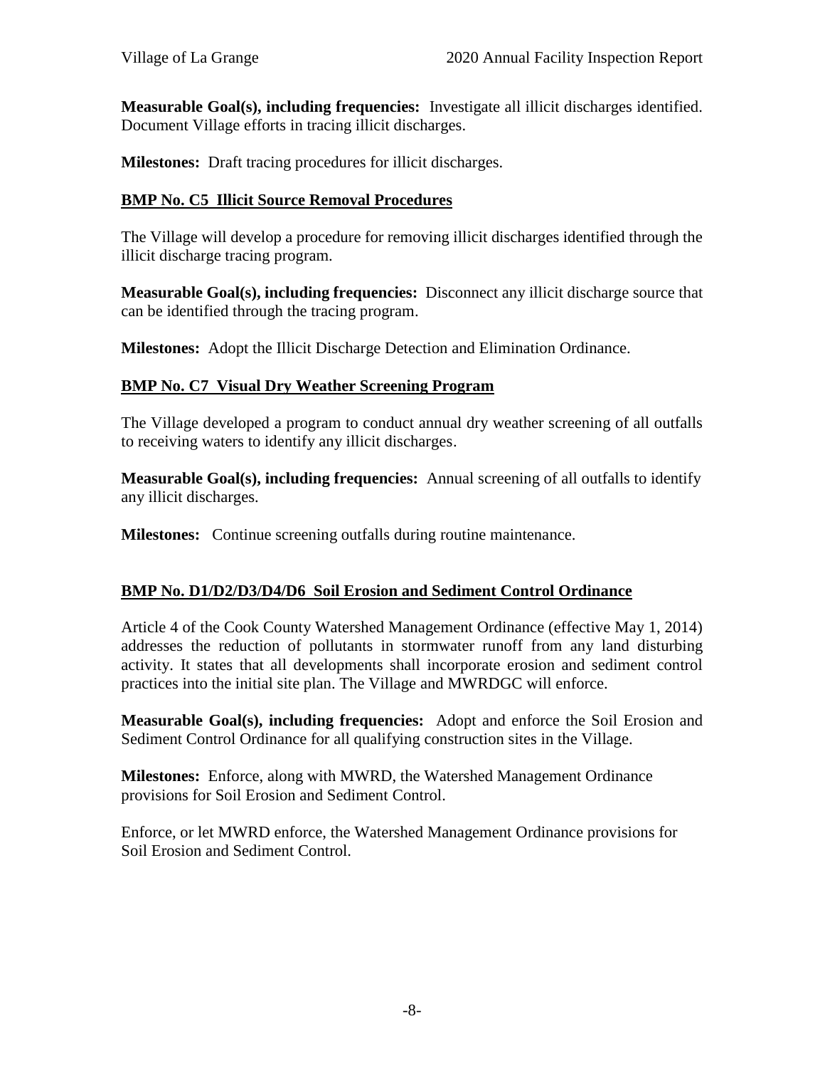**Measurable Goal(s), including frequencies:** Investigate all illicit discharges identified. Document Village efforts in tracing illicit discharges.

**Milestones:** Draft tracing procedures for illicit discharges.

### BMP No. C5 Illicit Source Removal Procedures

The Village will develop a procedure for removing illicit discharges identified through the illicit discharge tracing program.

**Measurable Goal(s), including frequencies:** Disconnect any illicit discharge source that can be identified through the tracing program.

**Milestones:** Adopt the Illicit Discharge Detection and Elimination Ordinance.

### BMP No. C7 Visual Dry Weather Screening Program

The Village developed a program to conduct annual dry weather screening of all outfalls to receiving waters to identify any illicit discharges.

**Measurable Goal(s), including frequencies:** Annual screening of all outfalls to identify any illicit discharges.

**Milestones:** Continue screening outfalls during routine maintenance.

### BMP No. D1/D2/D3/D4/D6 Soil Erosion and Sediment Control Ordinance

Article 4 of the Cook County Watershed Management Ordinance (effective May 1, 2014) addresses the reduction of pollutants in stormwater runoff from any land disturbing activity. It states that all developments shall incorporate erosion and sediment control practices into the initial site plan. The Village and MWRDGC will enforce.

**Measurable Goal(s), including frequencies:** Adopt and enforce the Soil Erosion and Sediment Control Ordinance for all qualifying construction sites in the Village.

**Milestones:** Enforce, along with MWRD, the Watershed Management Ordinance provisions for Soil Erosion and Sediment Control.

Enforce, or let MWRD enforce, the Watershed Management Ordinance provisions for Soil Erosion and Sediment Control.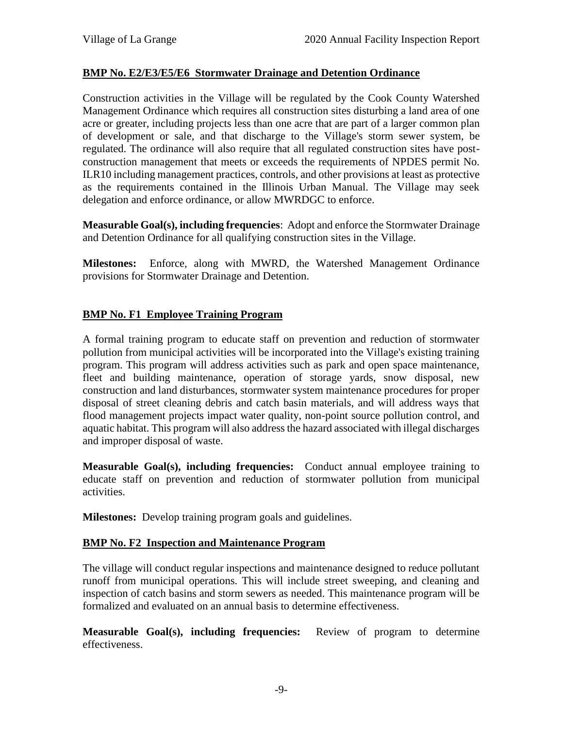**BMP No. E2/E3/E5/E6 Stormwater Drainage and Detention Ordinance**

Construction activities in the Village will be regulated by the Cook County Watershed Management Ordinance which requires all construction sites disturbing a land area of one acre or greater, including projects less than one acre that are part of a larger common plan of development or sale, and that discharge to the Village's storm sewer system, be regulated. The ordinance will also require that all regulated construction sites have post-construction management that meets or exceeds the requirements of NPDES permit No. ILR10 including management practices, controls, and other provisions at least as protective as the requirements contained in the Illinois Urban Manual. The Village may seek delegation and enforce ordinance, or allow MWRDGC to enforce.

**Measurable Goal(s), including frequencies**: Adopt and enforce the Stormwater Drainage and Detention Ordinance for all qualifying construction sites in the Village.

**Milestones:** Enforce, along with MWRD, the Watershed Management Ordinance provisions for Stormwater Drainage and Detention.

**BMP No. F1 Employee Training Program**

A formal training program to educate staff on prevention and reduction of stormwater pollution from municipal activities will be incorporated into the Village's existing training program. This program will address activities such as park and open space maintenance, fleet and building maintenance, operation of storage yards, snow disposal, new construction and land disturbances, stormwater system maintenance procedures for proper disposal of street cleaning debris and catch basin materials, and will address ways that flood management projects impact water quality, non-point source pollution control, and aquatic habitat. This program will also address the hazard associated with illegal discharges and improper disposal of waste.

**Measurable Goal(s), including frequencies:** Conduct annual employee training to educate staff on prevention and reduction of stormwater pollution from municipal activities.

**Milestones:** Develop training program goals and guidelines.

**BMP No. F2 Inspection and Maintenance Program**

The village will conduct regular inspections and maintenance designed to reduce pollutant runoff from municipal operations. This will include street sweeping, and cleaning and inspection of catch basins and storm sewers as needed. This maintenance program will be formalized and evaluated on an annual basis to determine effectiveness.

**Measurable Goal(s), including frequencies:** Review of program to determine effectiveness.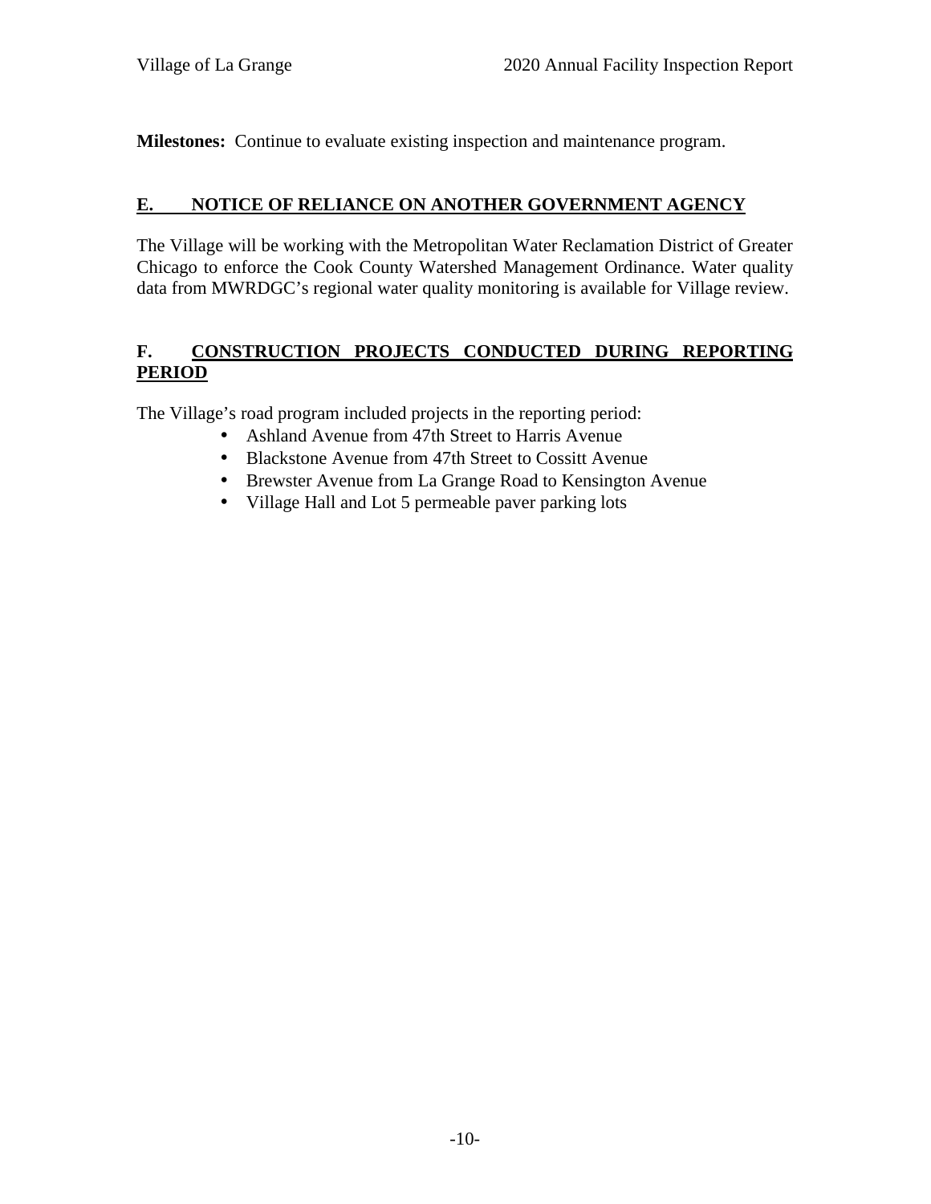**Milestones:** Continue to evaluate existing inspection and maintenance program.

## E. NOTICE OF RELIANCE ON ANOTHER GOVERNMENT AGENCY

The Village will be working with the Metropolitan Water Reclamation District of Greater Chicago to enforce the Cook County Watershed Management Ordinance. Water quality data from MWRDGC's regional water quality monitoring is available for Village review.

## F. CONSTRUCTION PROJECTS CONDUCTED DURING REPORTING PERIOD

The Village's road program included projects in the reporting period:

- Ashland Avenue from 47th Street to Harris Avenue
- Blackstone Avenue from 47th Street to Cossitt Avenue
- Brewster Avenue from La Grange Road to Kensington Avenue
- Village Hall and Lot 5 permeable paver parking lots